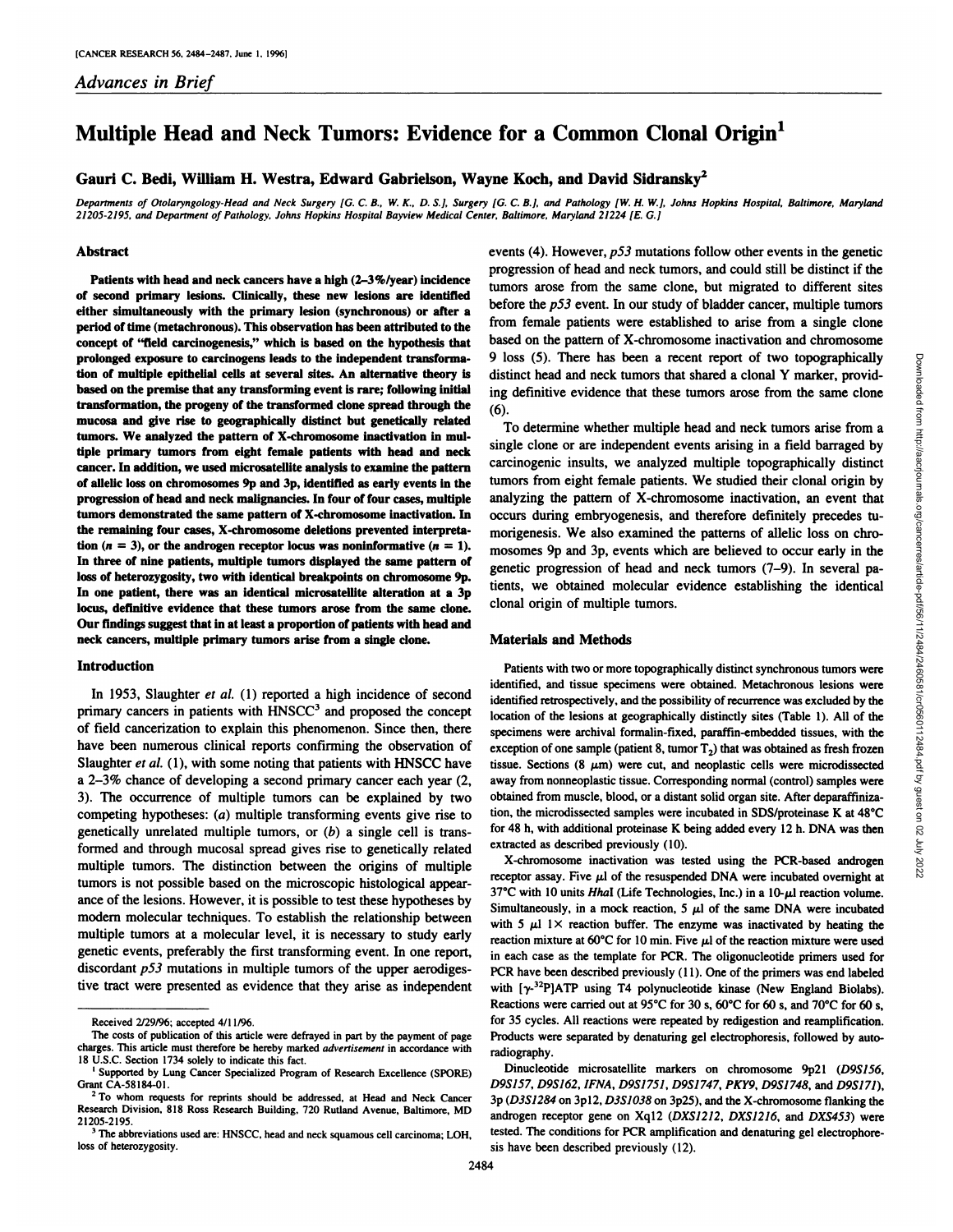*Advances in Brief*

# Multiple Head and Neck Tumors: Evidence for a Common Clonal Origin[1]

**Gauri C. Bedi, William H. Westra, Edward Gabrielson, Wayne Koch, and David Sidransky[2]**

*Departments of Otolaryngology-Head and Neck Surgery [G. C. B., W. K., D. S.], Surgery [G. C. B.], and Pathology [W. H. W.], Johns Hopkins Hospital, Baltimore, Maryland 21205-2195, and Department of Pathology, Johns Hopkins Hospital Bayview Medical Center, Baltimore, Maryland 21224 [E. G.]*

## Abstract

**Patients with head and neck cancers have a high (2–3%/year) incidence of second primary lesions. Clinically, these new lesions are identified either simultaneously with the primary lesion (synchronous) or after a period of time (metachronous). This observation has been attributed to the concept of "field carcinogenesis," which is based on the hypothesis that prolonged exposure to carcinogens leads to the independent transformation of multiple epithelial cells at several sites. An alternative theory is based on the premise that any transforming event is rare; following initial transformation, the progeny of the transformed clone spread through the mucosa and give rise to geographically distinct but genetically related tumors. We analyzed the pattern of X-chromosome inactivation in multiple primary tumors from eight female patients with head and neck cancer. In addition, we used microsatellite analysis to examine the pattern of allelic loss on chromosomes 9p and 3p, identified as early events in the progression of head and neck malignancies. In four of four cases, multiple tumors demonstrated the same pattern of X-chromosome inactivation. In the remaining four cases, X-chromosome deletions prevented interpretation ($n = 3$), or the androgen receptor locus was noninformative ($n = 1$). In three of nine patients, multiple tumors displayed the same pattern of loss of heterozygosity, two with identical breakpoints on chromosome 9p. In one patient, there was an identical microsatellite alteration at a 3p locus, definitive evidence that these tumors arose from the same clone. Our findings suggest that in at least a proportion of patients with head and neck cancers, multiple primary tumors arise from a single clone.**

## Introduction

In 1953, Slaughter *et al.* (1) reported a high incidence of second primary cancers in patients with HNSCC[3] and proposed the concept of field cancerization to explain this phenomenon. Since then, there have been numerous clinical reports confirming the observation of Slaughter *et al.* (1), with some noting that patients with HNSCC have a 2–3% chance of developing a second primary cancer each year (2, 3). The occurrence of multiple tumors can be explained by two competing hypotheses: (*a*) multiple transforming events give rise to genetically unrelated multiple tumors, or (*b*) a single cell is transformed and through mucosal spread gives rise to genetically related multiple tumors. The distinction between the origins of multiple tumors is not possible based on the microscopic histological appearance of the lesions. However, it is possible to test these hypotheses by modern molecular techniques. To establish the relationship between multiple tumors at a molecular level, it is necessary to study early genetic events, preferably the first transforming event. In one report, discordant *p53* mutations in multiple tumors of the upper aerodigestive tract were presented as evidence that they arise as independent events (4). However, *p53* mutations follow other events in the genetic progression of head and neck tumors, and could still be distinct if the tumors arose from the same clone, but migrated to different sites before the *p53* event. In our study of bladder cancer, multiple tumors from female patients were established to arise from a single clone based on the pattern of X-chromosome inactivation and chromosome 9 loss (5). There has been a recent report of two topographically distinct head and neck tumors that shared a clonal Y marker, providing definitive evidence that these tumors arose from the same clone (6).

To determine whether multiple head and neck tumors arise from a single clone or are independent events arising in a field barraged by carcinogenic insults, we analyzed multiple topographically distinct tumors from eight female patients. We studied their clonal origin by analyzing the pattern of X-chromosome inactivation, an event that occurs during embryogenesis, and therefore definitely precedes tumorigenesis. We also examined the patterns of allelic loss on chromosomes 9p and 3p, events which are believed to occur early in the genetic progression of head and neck tumors (7–9). In several patients, we obtained molecular evidence establishing the identical clonal origin of multiple tumors.

## Materials and Methods

Patients with two or more topographically distinct synchronous tumors were identified, and tissue specimens were obtained. Metachronous lesions were identified retrospectively, and the possibility of recurrence was excluded by the location of the lesions at geographically distinctly sites (Table 1). All of the specimens were archival formalin-fixed, paraffin-embedded tissues, with the exception of one sample (patient 8, tumor $T_2$) that was obtained as fresh frozen tissue. Sections (8 μm) were cut, and neoplastic cells were microdissected away from nonneoplastic tissue. Corresponding normal (control) samples were obtained from muscle, blood, or a distant solid organ site. After deparaffinization, the microdissected samples were incubated in SDS/proteinase K at 48°C for 48 h, with additional proteinase K being added every 12 h. DNA was then extracted as described previously (10).

X-chromosome inactivation was tested using the PCR-based androgen receptor assay. Five μl of the resuspended DNA were incubated overnight at 37°C with 10 units *HhaI* (Life Technologies, Inc.) in a 10-μl reaction volume. Simultaneously, in a mock reaction, 5 μl of the same DNA were incubated with 5 μl 1× reaction buffer. The enzyme was inactivated by heating the reaction mixture at 60°C for 10 min. Five μl of the reaction mixture were used in each case as the template for PCR. The oligonucleotide primers used for PCR have been described previously (11). One of the primers was end labeled with [$\gamma$-$^{32}$P]ATP using T4 polynucleotide kinase (New England Biolabs). Reactions were carried out at 95°C for 30 s, 60°C for 60 s, and 70°C for 60 s, for 35 cycles. All reactions were repeated by redigestion and reamplification. Products were separated by denaturing gel electrophoresis, followed by autoradiography.

Dinucleotide microsatellite markers on chromosome 9p21 (*D9S156, D9S157, D9S162, IFNA, D9S1751, D9S1747, PKY9, D9S1748,* and *D9S171*), 3p (*D3S1284* on 3p12, *D3S1038* on 3p25), and the X-chromosome flanking the androgen receptor gene on Xq12 (*DXS1212, DXS1216,* and *DXS453*) were tested. The conditions for PCR amplification and denaturing gel electrophoresis have been described previously (12).

---

Received 2/29/96; accepted 4/11/96.

The costs of publication of this article were defrayed in part by the payment of page charges. This article must therefore be hereby marked *advertisement* in accordance with 18 U.S.C. Section 1734 solely to indicate this fact.

[1] Supported by Lung Cancer Specialized Program of Research Excellence (SPORE) Grant CA-58184-01.

[2] To whom requests for reprints should be addressed, at Head and Neck Cancer Research Division, 818 Ross Research Building, 720 Rutland Avenue, Baltimore, MD 21205-2195.

[3] The abbreviations used are: HNSCC, head and neck squamous cell carcinoma; LOH, loss of heterozygosity.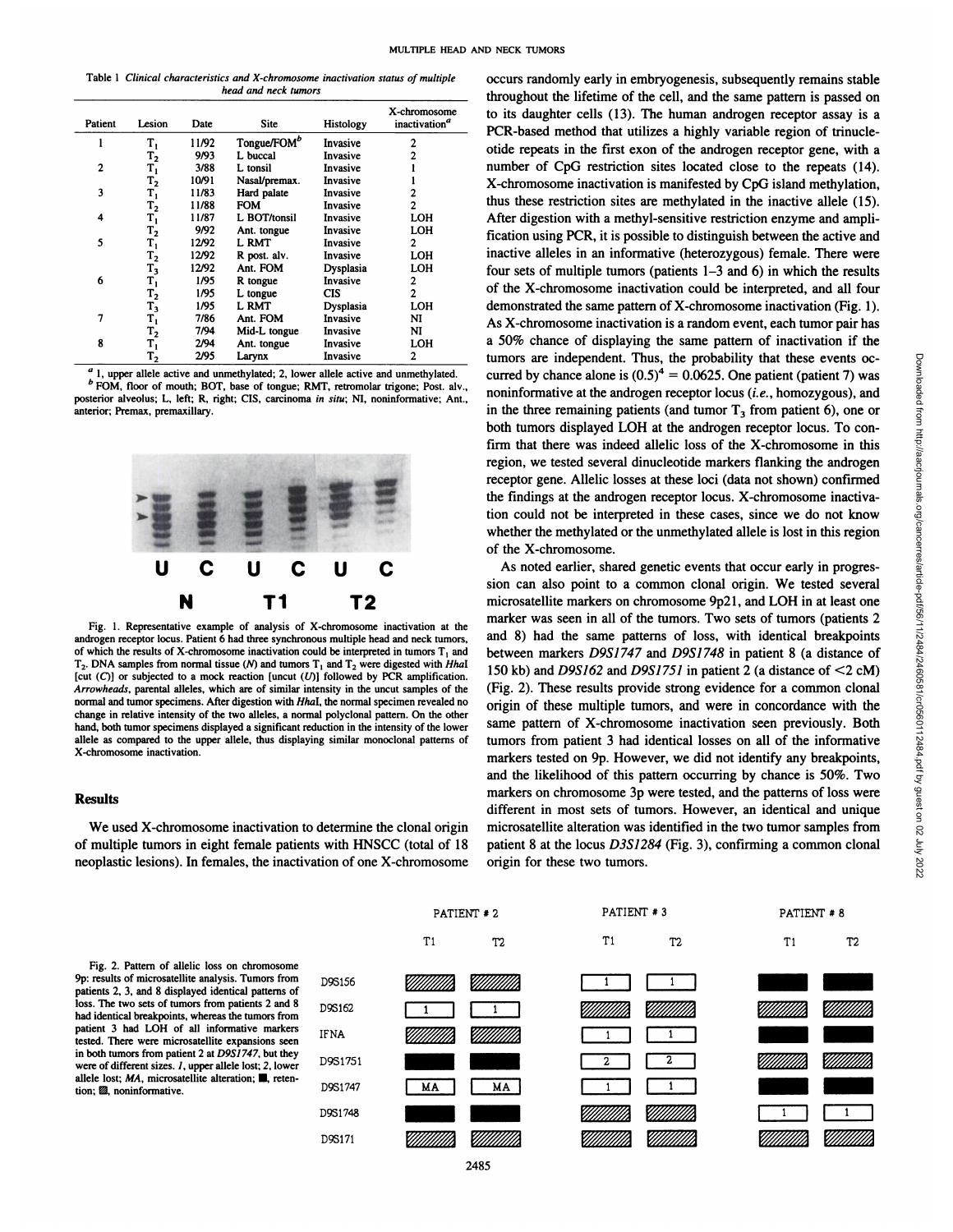Table 1 *Clinical characteristics and X-chromosome inactivation status of multiple head and neck tumors*

| Patient | Lesion | Date | Site | Histology | X-chromosome inactivation[a] |
|---|---|---|---|---|---|
| 1 | $T_1$ | 11/92 | Tongue/FOM[b] | Invasive | 2 |
| | $T_2$ | 9/93 | L buccal | Invasive | 2 |
| 2 | $T_1$ | 3/88 | L tonsil | Invasive | 1 |
| | $T_2$ | 10/91 | Nasal/premax. | Invasive | 1 |
| 3 | $T_1$ | 11/83 | Hard palate | Invasive | 2 |
| | $T_2$ | 11/88 | FOM | Invasive | 2 |
| 4 | $T_1$ | 11/87 | L BOT/tonsil | Invasive | LOH |
| | $T_2$ | 9/92 | Ant. tongue | Invasive | LOH |
| 5 | $T_1$ | 12/92 | L RMT | Invasive | 2 |
| | $T_2$ | 12/92 | R post. alv. | Invasive | LOH |
| | $T_3$ | 12/92 | Ant. FOM | Dysplasia | LOH |
| 6 | $T_1$ | 1/95 | R tongue | Invasive | 2 |
| | $T_2$ | 1/95 | L tongue | CIS | 2 |
| | $T_3$ | 1/95 | L RMT | Dysplasia | LOH |
| 7 | $T_1$ | 7/86 | Ant. FOM | Invasive | NI |
| | $T_2$ | 7/94 | Mid-L tongue | Invasive | NI |
| 8 | $T_1$ | 2/94 | Ant. tongue | Invasive | LOH |
| | $T_2$ | 2/95 | Larynx | Invasive | 2 |

[a] 1, upper allele active and unmethylated; 2, lower allele active and unmethylated.
[b] FOM, floor of mouth; BOT, base of tongue; RMT, retromolar trigone; Post. alv., posterior alveolus; L, left; R, right; CIS, carcinoma *in situ*; NI, noninformative; Ant., anterior; Premax, premaxillary.

Fig. 1. Representative example of analysis of X-chromosome inactivation at the androgen receptor locus. Patient 6 had three synchronous multiple head and neck tumors, of which the results of X-chromosome inactivation could be interpreted in tumors $T_1$ and $T_2$. DNA samples from normal tissue (*N*) and tumors $T_1$ and $T_2$ were digested with *HhaI* [cut (*C*)] or subjected to a mock reaction [uncut (*U*)] followed by PCR amplification. *Arrowheads*, parental alleles, which are of similar intensity in the uncut samples of the normal and tumor specimens. After digestion with *HhaI*, the normal specimen revealed no change in relative intensity of the two alleles, a normal polyclonal pattern. On the other hand, both tumor specimens displayed a significant reduction in the intensity of the lower allele as compared to the upper allele, thus displaying similar monoclonal patterns of X-chromosome inactivation.

## Results

We used X-chromosome inactivation to determine the clonal origin of multiple tumors in eight female patients with HNSCC (total of 18 neoplastic lesions). In females, the inactivation of one X-chromosome occurs randomly early in embryogenesis, subsequently remains stable throughout the lifetime of the cell, and the same pattern is passed on to its daughter cells (13). The human androgen receptor assay is a PCR-based method that utilizes a highly variable region of trinucleotide repeats in the first exon of the androgen receptor gene, with a number of CpG restriction sites located close to the repeats (14). X-chromosome inactivation is manifested by CpG island methylation, thus these restriction sites are methylated in the inactive allele (15). After digestion with a methyl-sensitive restriction enzyme and amplification using PCR, it is possible to distinguish between the active and inactive alleles in an informative (heterozygous) female. There were four sets of multiple tumors (patients 1–3 and 6) in which the results of the X-chromosome inactivation could be interpreted, and all four demonstrated the same pattern of X-chromosome inactivation (Fig. 1). As X-chromosome inactivation is a random event, each tumor pair has a 50% chance of displaying the same pattern of inactivation if the tumors are independent. Thus, the probability that these events occurred by chance alone is $(0.5)^4 = 0.0625$. One patient (patient 7) was noninformative at the androgen receptor locus (*i.e.*, homozygous), and in the three remaining patients (and tumor $T_3$ from patient 6), one or both tumors displayed LOH at the androgen receptor locus. To confirm that there was indeed allelic loss of the X-chromosome in this region, we tested several dinucleotide markers flanking the androgen receptor gene. Allelic losses at these loci (data not shown) confirmed the findings at the androgen receptor locus. X-chromosome inactivation could not be interpreted in these cases, since we do not know whether the methylated or the unmethylated allele is lost in this region of the X-chromosome.

As noted earlier, shared genetic events that occur early in progression can also point to a common clonal origin. We tested several microsatellite markers on chromosome 9p21, and LOH in at least one marker was seen in all of the tumors. Two sets of tumors (patients 2 and 8) had the same patterns of loss, with identical breakpoints between markers *D9S1747* and *D9S1748* in patient 8 (a distance of 150 kb) and *D9S162* and *D9S1751* in patient 2 (a distance of <2 cM) (Fig. 2). These results provide strong evidence for a common clonal origin of these multiple tumors, and were in concordance with the same pattern of X-chromosome inactivation seen previously. Both tumors from patient 3 had identical losses on all of the informative markers tested on 9p. However, we did not identify any breakpoints, and the likelihood of this pattern occurring by chance is 50%. Two markers on chromosome 3p were tested, and the patterns of loss were different in most sets of tumors. However, an identical and unique microsatellite alteration was identified in the two tumor samples from patient 8 at the locus *D3S1284* (Fig. 3), confirming a common clonal origin for these two tumors.

| | Patient # 2 T1 | Patient # 2 T2 | Patient # 3 T1 | Patient # 3 T2 | Patient # 8 T1 | Patient # 8 T2 |
|---|---|---|---|---|---|---|
| D9S156 | noninformative | noninformative | 1 | 1 | retention | retention |
| D9S162 | 1 | 1 | noninformative | noninformative | noninformative | noninformative |
| IFNA | noninformative | noninformative | 1 | 1 | retention | retention |
| D9S1751 | retention | retention | 2 | 2 | noninformative | noninformative |
| D9S1747 | MA | MA | 1 | 1 | retention | retention |
| D9S1748 | retention | retention | noninformative | noninformative | 1 | 1 |
| D9S171 | noninformative | noninformative | noninformative | noninformative | noninformative | noninformative |

Fig. 2. Pattern of allelic loss on chromosome 9p: results of microsatellite analysis. Tumors from patients 2, 3, and 8 displayed identical patterns of loss. The two sets of tumors from patients 2 and 8 had identical breakpoints, whereas the tumors from patient 3 had LOH of all informative markers tested. There were microsatellite expansions seen in both tumors from patient 2 at *D9S1747*, but they were of different sizes. *1*, upper allele lost; *2*, lower allele lost; *MA*, microsatellite alteration; ■, retention; ▨, noninformative.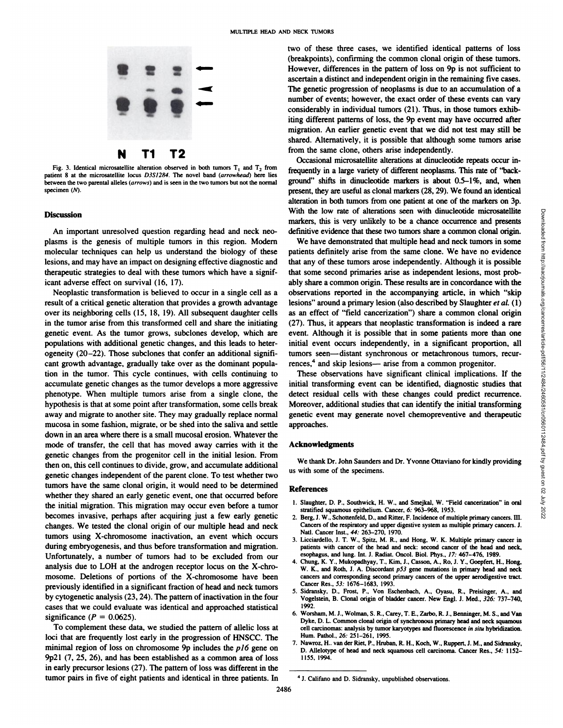Fig. 3. Identical microsatellite alteration observed in both tumors $T_1$ and $T_2$ from patient 8 at the microsatellite locus *D3S1284*. The novel band (*arrowhead*) here lies between the two parental alleles (*arrows*) and is seen in the two tumors but not the normal specimen (*N*).

## Discussion

An important unresolved question regarding head and neck neoplasms is the genesis of multiple tumors in this region. Modern molecular techniques can help us understand the biology of these lesions, and may have an impact on designing effective diagnostic and therapeutic strategies to deal with these tumors which have a significant adverse effect on survival (16, 17).

Neoplastic transformation is believed to occur in a single cell as a result of a critical genetic alteration that provides a growth advantage over its neighboring cells (15, 18, 19). All subsequent daughter cells in the tumor arise from this transformed cell and share the initiating genetic event. As the tumor grows, subclones develop, which are populations with additional genetic changes, and this leads to heterogeneity (20–22). Those subclones that confer an additional significant growth advantage, gradually take over as the dominant population in the tumor. This cycle continues, with cells continuing to accumulate genetic changes as the tumor develops a more aggressive phenotype. When multiple tumors arise from a single clone, the hypothesis is that at some point after transformation, some cells break away and migrate to another site. They may gradually replace normal mucosa in some fashion, migrate, or be shed into the saliva and settle down in an area where there is a small mucosal erosion. Whatever the mode of transfer, the cell that has moved away carries with it the genetic changes from the progenitor cell in the initial lesion. From then on, this cell continues to divide, grow, and accumulate additional genetic changes independent of the parent clone. To test whether two tumors have the same clonal origin, it would need to be determined whether they shared an early genetic event, one that occurred before the initial migration. This migration may occur even before a tumor becomes invasive, perhaps after acquiring just a few early genetic changes. We tested the clonal origin of our multiple head and neck tumors using X-chromosome inactivation, an event which occurs during embryogenesis, and thus before transformation and migration. Unfortunately, a number of tumors had to be excluded from our analysis due to LOH at the androgen receptor locus on the X-chromosome. Deletions of portions of the X-chromosome have been previously identified in a significant fraction of head and neck tumors by cytogenetic analysis (23, 24). The pattern of inactivation in the four cases that we could evaluate was identical and approached statistical significance ($P = 0.0625$).

To complement these data, we studied the pattern of allelic loss at loci that are frequently lost early in the progression of HNSCC. The minimal region of loss on chromosome 9p includes the *p16* gene on 9p21 (7, 25, 26), and has been established as a common area of loss in early precursor lesions (27). The pattern of loss was different in the tumor pairs in five of eight patients and identical in three patients. In two of these three cases, we identified identical patterns of loss (breakpoints), confirming the common clonal origin of these tumors. However, differences in the pattern of loss on 9p is not sufficient to ascertain a distinct and independent origin in the remaining five cases. The genetic progression of neoplasms is due to an accumulation of a number of events; however, the exact order of these events can vary considerably in individual tumors (21). Thus, in those tumors exhibiting different patterns of loss, the 9p event may have occurred after migration. An earlier genetic event that we did not test may still be shared. Alternatively, it is possible that although some tumors arise from the same clone, others arise independently.

Occasional microsatellite alterations at dinucleotide repeats occur infrequently in a large variety of different neoplasms. This rate of "background" shifts in dinucleotide markers is about 0.5–1%, and, when present, they are useful as clonal markers (28, 29). We found an identical alteration in both tumors from one patient at one of the markers on 3p. With the low rate of alterations seen with dinucleotide microsatellite markers, this is very unlikely to be a chance occurrence and presents definitive evidence that these two tumors share a common clonal origin.

We have demonstrated that multiple head and neck tumors in some patients definitely arise from the same clone. We have no evidence that any of these tumors arose independently. Although it is possible that some second primaries arise as independent lesions, most probably share a common origin. These results are in concordance with the observations reported in the accompanying article, in which "skip lesions" around a primary lesion (also described by Slaughter *et al.* (1) as an effect of "field cancerization") share a common clonal origin (27). Thus, it appears that neoplastic transformation is indeed a rare event. Although it is possible that in some patients more than one initial event occurs independently, in a significant proportion, all tumors seen—distant synchronous or metachronous tumors, recurrences,[4] and skip lesions— arise from a common progenitor.

These observations have significant clinical implications. If the initial transforming event can be identified, diagnostic studies that detect residual cells with these changes could predict recurrence. Moreover, additional studies that can identify the initial transforming genetic event may generate novel chemopreventive and therapeutic approaches.

## Acknowledgments

We thank Dr. John Saunders and Dr. Yvonne Ottaviano for kindly providing us with some of the specimens.

## References

1. Slaughter, D. P., Southwick, H. W., and Smejkal, W. "Field cancerization" in oral stratified squamous epithelium. Cancer, *6:* 963–968, 1953.
2. Berg, J. W., Schottenfeld, D., and Ritter, F. Incidence of multiple primary cancers. III. Cancers of the respiratory and upper digestive system as multiple primary cancers. J. Natl. Cancer Inst., *44:* 263–270, 1970.
3. Licciardello, J. T. W., Spitz, M. R., and Hong, W. K. Multiple primary cancer in patients with cancer of the head and neck: second cancer of the head and neck, esophagus, and lung. Int. J. Radiat. Oncol. Biol. Phys., *17:* 467–476, 1989.
4. Chung, K. Y., Mukopadhyay, T., Kim, J., Casson, A., Ro, J. Y., Goepfert, H., Hong, W. K., and Roth, J. A. Discordant *p53* gene mutations in primary head and neck cancers and corresponding second primary cancers of the upper aerodigestive tract. Cancer Res., *53:* 1676–1683, 1993.
5. Sidransky, D., Frost, P., Von Eschenbach, A., Oyasu, R., Preisinger, A., and Vogelstein, B. Clonal origin of bladder cancer. New Engl. J. Med., *326:* 737–740, 1992.
6. Worsham, M. J., Wolman, S. R., Carey, T. E., Zarbo, R. J., Benninger, M. S., and Van Dyke, D. L. Common clonal origin of synchronous primary head and neck squamous cell carcinomas: analysis by tumor karyotypes and fluorescence *in situ* hybridization. Hum. Pathol., *26:* 251–261, 1995.
7. Nawroz, H., van der Riet, P., Hruban, R. H., Koch, W., Ruppert, J. M., and Sidransky, D. Allelotype of head and neck squamous cell carcinoma. Cancer Res., *54:* 1152–1155, 1994.

[4] J. Califano and D. Sidransky, unpublished observations.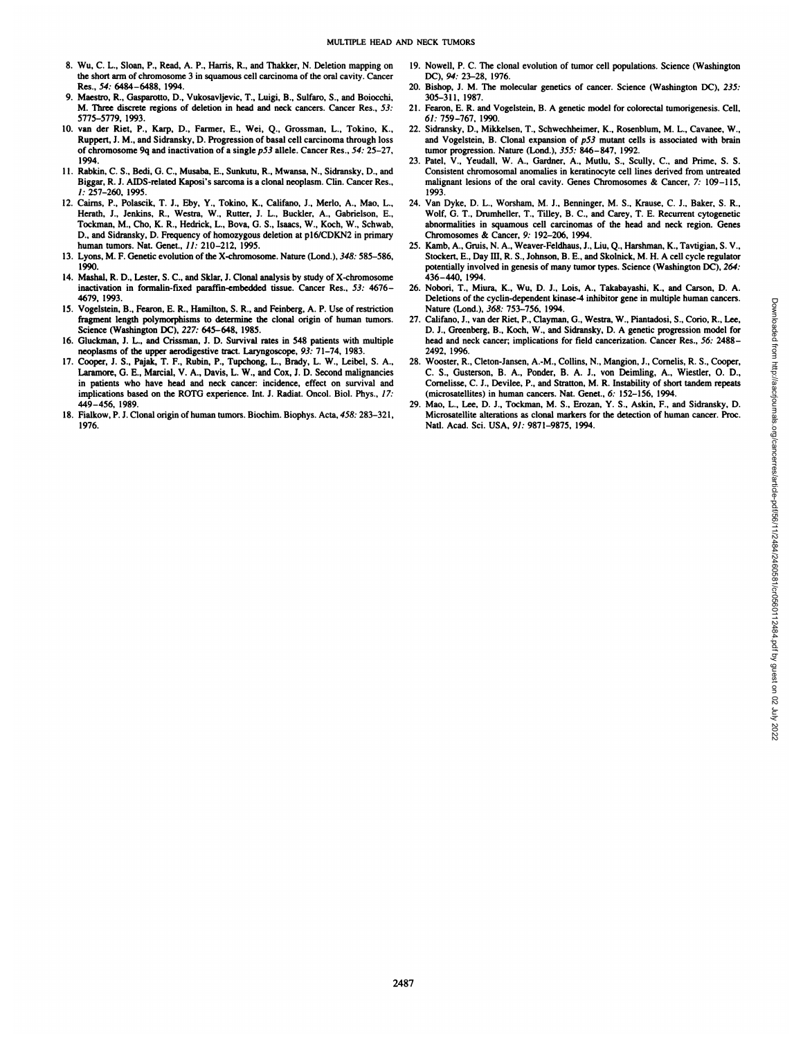8. Wu, C. L., Sloan, P., Read, A. P., Harris, R., and Thakker, N. Deletion mapping on the short arm of chromosome 3 in squamous cell carcinoma of the oral cavity. Cancer Res., *54:* 6484–6488, 1994.
9. Maestro, R., Gasparotto, D., Vukosavljevic, T., Luigi, B., Sulfaro, S., and Boiocchi, M. Three discrete regions of deletion in head and neck cancers. Cancer Res., *53:* 5775–5779, 1993.
10. van der Riet, P., Karp, D., Farmer, E., Wei, Q., Grossman, L., Tokino, K., Ruppert, J. M., and Sidransky, D. Progression of basal cell carcinoma through loss of chromosome 9q and inactivation of a single *p53* allele. Cancer Res., *54:* 25–27, 1994.
11. Rabkin, C. S., Bedi, G. C., Musaba, E., Sunkutu, R., Mwansa, N., Sidransky, D., and Biggar, R. J. AIDS-related Kaposi's sarcoma is a clonal neoplasm. Clin. Cancer Res., *1:* 257–260, 1995.
12. Cairns, P., Polascik, T. J., Eby, Y., Tokino, K., Califano, J., Merlo, A., Mao, L., Herath, J., Jenkins, R., Westra, W., Rutter, J. L., Buckler, A., Gabrielson, E., Tockman, M., Cho, K. R., Hedrick, L., Bova, G. S., Isaacs, W., Koch, W., Schwab, D., and Sidransky, D. Frequency of homozygous deletion at p16/CDKN2 in primary human tumors. Nat. Genet., *11:* 210–212, 1995.
13. Lyons, M. F. Genetic evolution of the X-chromosome. Nature (Lond.), *348:* 585–586, 1990.
14. Mashal, R. D., Lester, S. C., and Sklar, J. Clonal analysis by study of X-chromosome inactivation in formalin-fixed paraffin-embedded tissue. Cancer Res., *53:* 4676–4679, 1993.
15. Vogelstein, B., Fearon, E. R., Hamilton, S. R., and Feinberg, A. P. Use of restriction fragment length polymorphisms to determine the clonal origin of human tumors. Science (Washington DC), *227:* 645–648, 1985.
16. Gluckman, J. L., and Crissman, J. D. Survival rates in 548 patients with multiple neoplasms of the upper aerodigestive tract. Laryngoscope, *93:* 71–74, 1983.
17. Cooper, J. S., Pajak, T. F., Rubin, P., Tupchong, L., Brady, L. W., Leibel, S. A., Laramore, G. E., Marcial, V. A., Davis, L. W., and Cox, J. D. Second malignancies in patients who have head and neck cancer: incidence, effect on survival and implications based on the ROTG experience. Int. J. Radiat. Oncol. Biol. Phys., *17:* 449–456, 1989.
18. Fialkow, P. J. Clonal origin of human tumors. Biochim. Biophys. Acta, *458:* 283–321, 1976.
19. Nowell, P. C. The clonal evolution of tumor cell populations. Science (Washington DC), *94:* 23–28, 1976.
20. Bishop, J. M. The molecular genetics of cancer. Science (Washington DC), *235:* 305–311, 1987.
21. Fearon, E. R. and Vogelstein, B. A genetic model for colorectal tumorigenesis. Cell, *61:* 759–767, 1990.
22. Sidransky, D., Mikkelsen, T., Schwechheimer, K., Rosenblum, M. L., Cavanee, W., and Vogelstein, B. Clonal expansion of *p53* mutant cells is associated with brain tumor progression. Nature (Lond.), *355:* 846–847, 1992.
23. Patel, V., Yeudall, W. A., Gardner, A., Mutlu, S., Scully, C., and Prime, S. S. Consistent chromosomal anomalies in keratinocyte cell lines derived from untreated malignant lesions of the oral cavity. Genes Chromosomes & Cancer, *7:* 109–115, 1993.
24. Van Dyke, D. L., Worsham, M. J., Benninger, M. S., Krause, C. J., Baker, S. R., Wolf, G. T., Drumheller, T., Tilley, B. C., and Carey, T. E. Recurrent cytogenetic abnormalities in squamous cell carcinomas of the head and neck region. Genes Chromosomes & Cancer, *9:* 192–206, 1994.
25. Kamb, A., Gruis, N. A., Weaver-Feldhaus, J., Liu, Q., Harshman, K., Tavtigian, S. V., Stockert, E., Day III, R. S., Johnson, B. E., and Skolnick, M. H. A cell cycle regulator potentially involved in genesis of many tumor types. Science (Washington DC), *264:* 436–440, 1994.
26. Nobori, T., Miura, K., Wu, D. J., Lois, A., Takabayashi, K., and Carson, D. A. Deletions of the cyclin-dependent kinase-4 inhibitor gene in multiple human cancers. Nature (Lond.), *368:* 753–756, 1994.
27. Califano, J., van der Riet, P., Clayman, G., Westra, W., Piantadosi, S., Corio, R., Lee, D. J., Greenberg, B., Koch, W., and Sidransky, D. A genetic progression model for head and neck cancer; implications for field cancerization. Cancer Res., *56:* 2488–2492, 1996.
28. Wooster, R., Cleton-Jansen, A.-M., Collins, N., Mangion, J., Cornelis, R. S., Cooper, C. S., Gusterson, B. A., Ponder, B. A. J., von Deimling, A., Wiestler, O. D., Cornelisse, C. J., Devilee, P., and Stratton, M. R. Instability of short tandem repeats (microsatellites) in human cancers. Nat. Genet., *6:* 152–156, 1994.
29. Mao, L., Lee, D. J., Tockman, M. S., Erozan, Y. S., Askin, F., and Sidransky, D. Microsatellite alterations as clonal markers for the detection of human cancer. Proc. Natl. Acad. Sci. USA, *91:* 9871–9875, 1994.